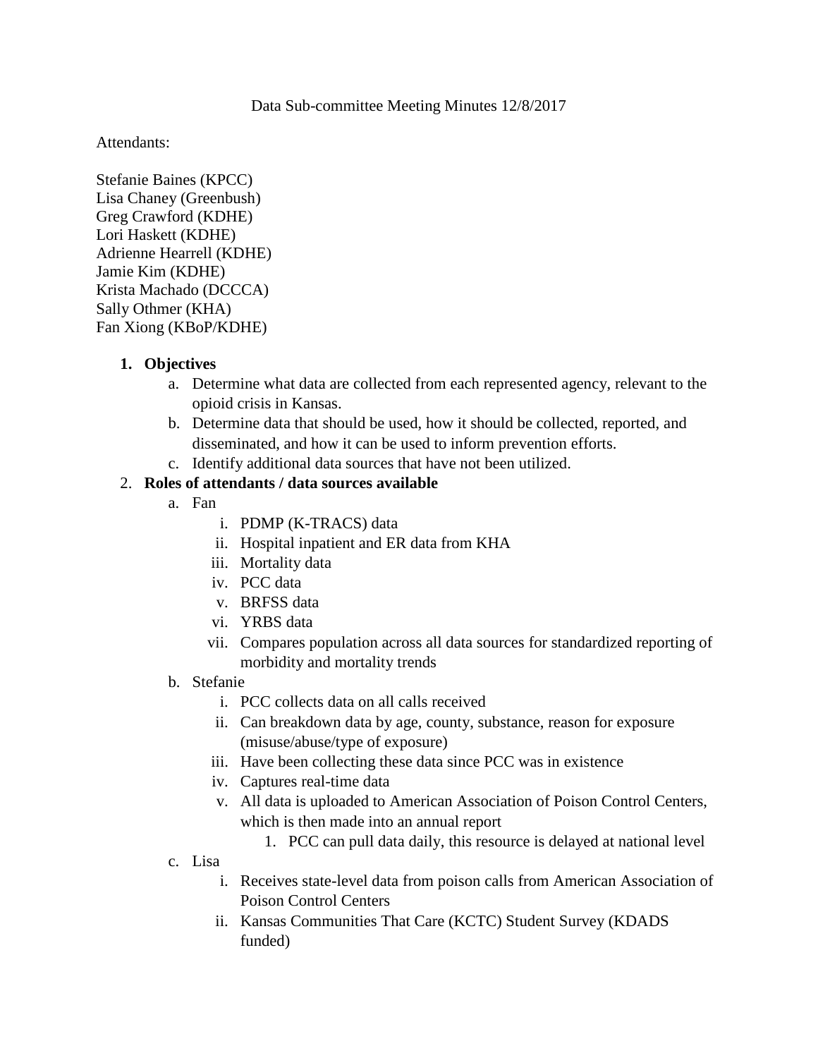# Data Sub-committee Meeting Minutes 12/8/2017

Attendants:

Stefanie Baines (KPCC)
Lisa Chaney (Greenbush)
Greg Crawford (KDHE)
Lori Haskett (KDHE)
Adrienne Hearrell (KDHE)
Jamie Kim (KDHE)
Krista Machado (DCCCA)
Sally Othmer (KHA)
Fan Xiong (KBoP/KDHE)

1. **Objectives**
    a. Determine what data are collected from each represented agency, relevant to the opioid crisis in Kansas.
    b. Determine data that should be used, how it should be collected, reported, and disseminated, and how it can be used to inform prevention efforts.
    c. Identify additional data sources that have not been utilized.
2. **Roles of attendants / data sources available**
    a. Fan
        i. PDMP (K-TRACS) data
        ii. Hospital inpatient and ER data from KHA
        iii. Mortality data
        iv. PCC data
        v. BRFSS data
        vi. YRBS data
        vii. Compares population across all data sources for standardized reporting of morbidity and mortality trends
    b. Stefanie
        i. PCC collects data on all calls received
        ii. Can breakdown data by age, county, substance, reason for exposure (misuse/abuse/type of exposure)
        iii. Have been collecting these data since PCC was in existence
        iv. Captures real-time data
        v. All data is uploaded to American Association of Poison Control Centers, which is then made into an annual report
            1. PCC can pull data daily, this resource is delayed at national level
    c. Lisa
        i. Receives state-level data from poison calls from American Association of Poison Control Centers
        ii. Kansas Communities That Care (KCTC) Student Survey (KDADS funded)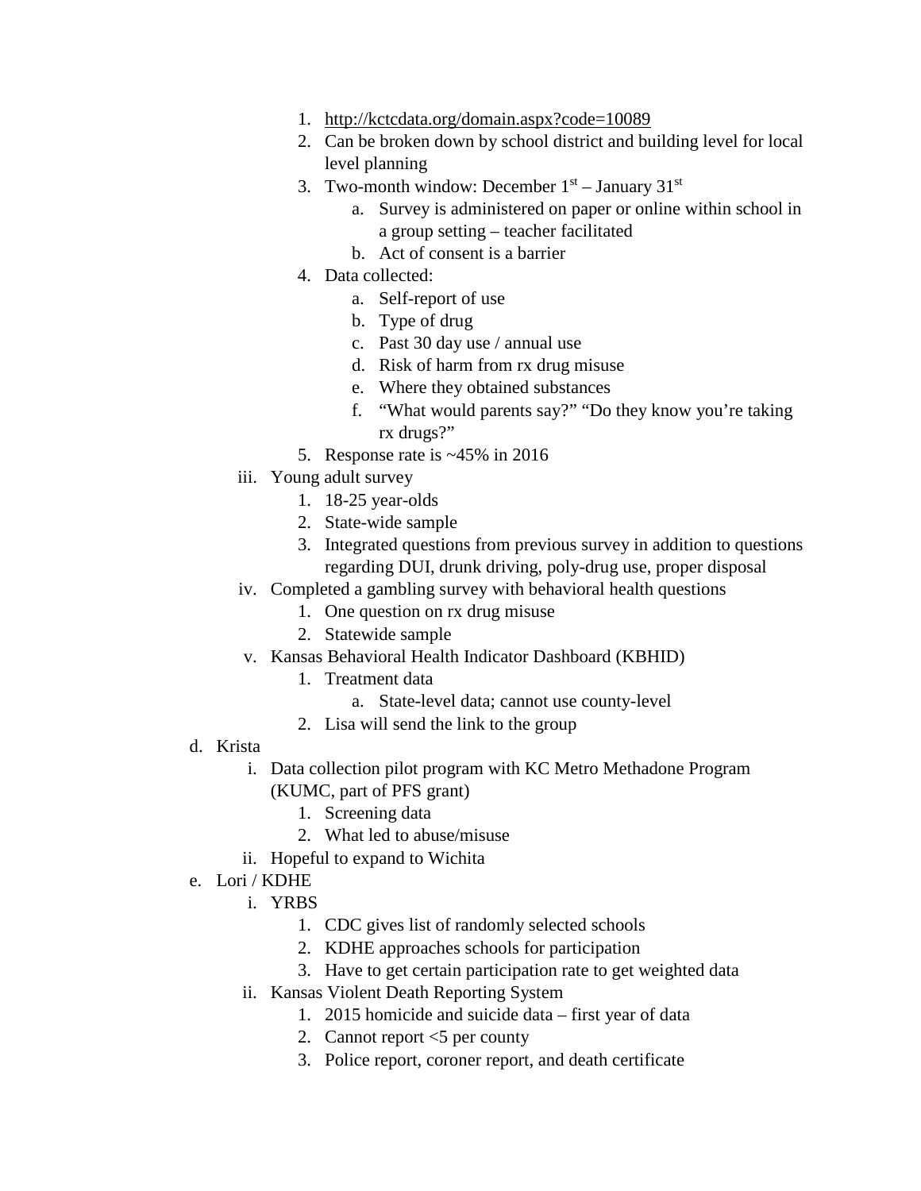1. http://kctcdata.org/domain.aspx?code=10089
2. Can be broken down by school district and building level for local level planning
3. Two-month window: December 1st – January 31st
   a. Survey is administered on paper or online within school in a group setting – teacher facilitated
   b. Act of consent is a barrier
4. Data collected:
   a. Self-report of use
   b. Type of drug
   c. Past 30 day use / annual use
   d. Risk of harm from rx drug misuse
   e. Where they obtained substances
   f. "What would parents say?" "Do they know you're taking rx drugs?"
5. Response rate is ~45% in 2016

iii. Young adult survey
   1. 18-25 year-olds
   2. State-wide sample
   3. Integrated questions from previous survey in addition to questions regarding DUI, drunk driving, poly-drug use, proper disposal

iv. Completed a gambling survey with behavioral health questions
   1. One question on rx drug misuse
   2. Statewide sample

v. Kansas Behavioral Health Indicator Dashboard (KBHID)
   1. Treatment data
      a. State-level data; cannot use county-level
   2. Lisa will send the link to the group

d. Krista
   i. Data collection pilot program with KC Metro Methadone Program (KUMC, part of PFS grant)
      1. Screening data
      2. What led to abuse/misuse
   ii. Hopeful to expand to Wichita

e. Lori / KDHE
   i. YRBS
      1. CDC gives list of randomly selected schools
      2. KDHE approaches schools for participation
      3. Have to get certain participation rate to get weighted data
   ii. Kansas Violent Death Reporting System
      1. 2015 homicide and suicide data – first year of data
      2. Cannot report <5 per county
      3. Police report, coroner report, and death certificate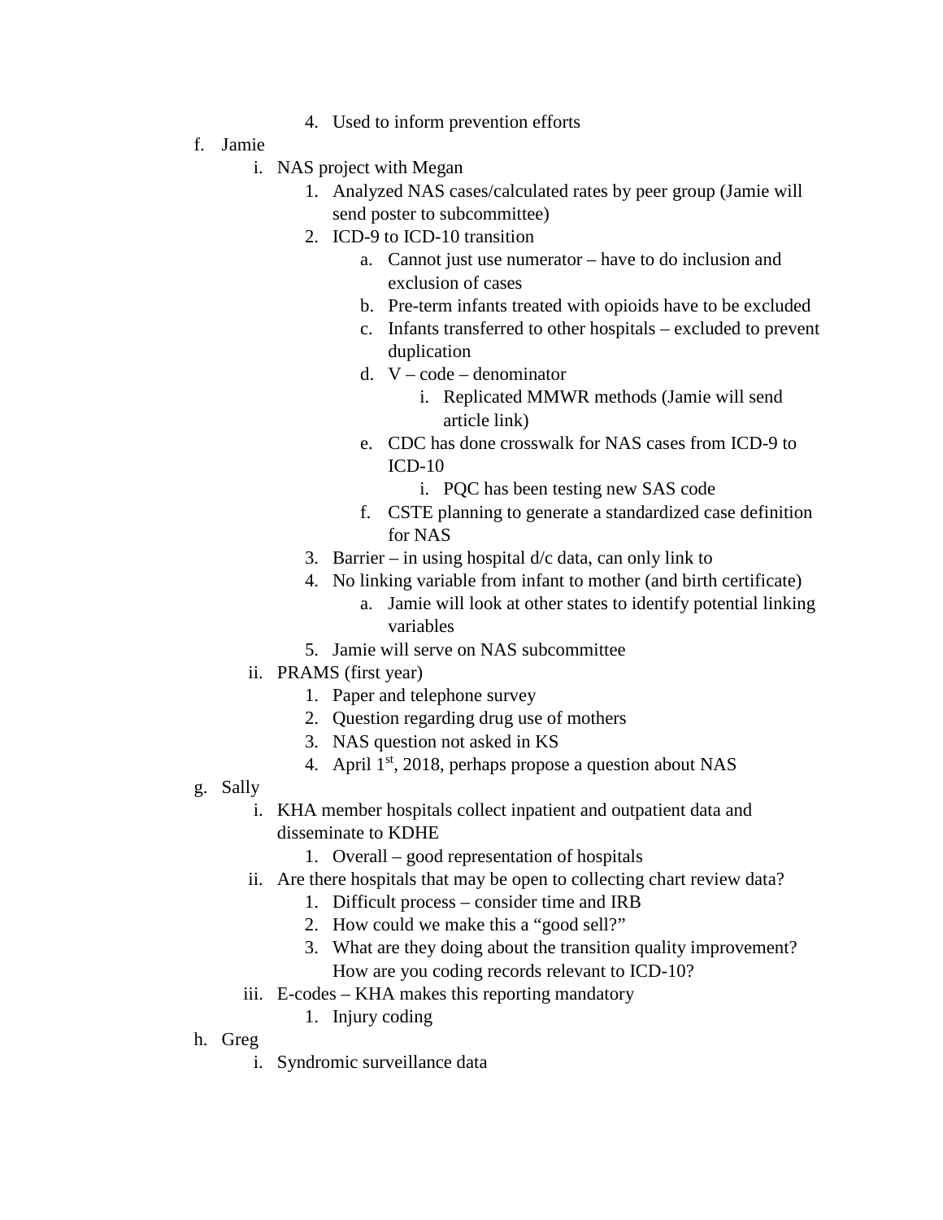4. Used to inform prevention efforts

f. Jamie
    i. NAS project with Megan
        1. Analyzed NAS cases/calculated rates by peer group (Jamie will send poster to subcommittee)
        2. ICD-9 to ICD-10 transition
            a. Cannot just use numerator – have to do inclusion and exclusion of cases
            b. Pre-term infants treated with opioids have to be excluded
            c. Infants transferred to other hospitals – excluded to prevent duplication
            d. V – code – denominator
                i. Replicated MMWR methods (Jamie will send article link)
            e. CDC has done crosswalk for NAS cases from ICD-9 to ICD-10
                i. PQC has been testing new SAS code
            f. CSTE planning to generate a standardized case definition for NAS
        3. Barrier – in using hospital d/c data, can only link to
        4. No linking variable from infant to mother (and birth certificate)
            a. Jamie will look at other states to identify potential linking variables
        5. Jamie will serve on NAS subcommittee
    ii. PRAMS (first year)
        1. Paper and telephone survey
        2. Question regarding drug use of mothers
        3. NAS question not asked in KS
        4. April 1st, 2018, perhaps propose a question about NAS

g. Sally
    i. KHA member hospitals collect inpatient and outpatient data and disseminate to KDHE
        1. Overall – good representation of hospitals
    ii. Are there hospitals that may be open to collecting chart review data?
        1. Difficult process – consider time and IRB
        2. How could we make this a "good sell?"
        3. What are they doing about the transition quality improvement? How are you coding records relevant to ICD-10?
    iii. E-codes – KHA makes this reporting mandatory
        1. Injury coding

h. Greg
    i. Syndromic surveillance data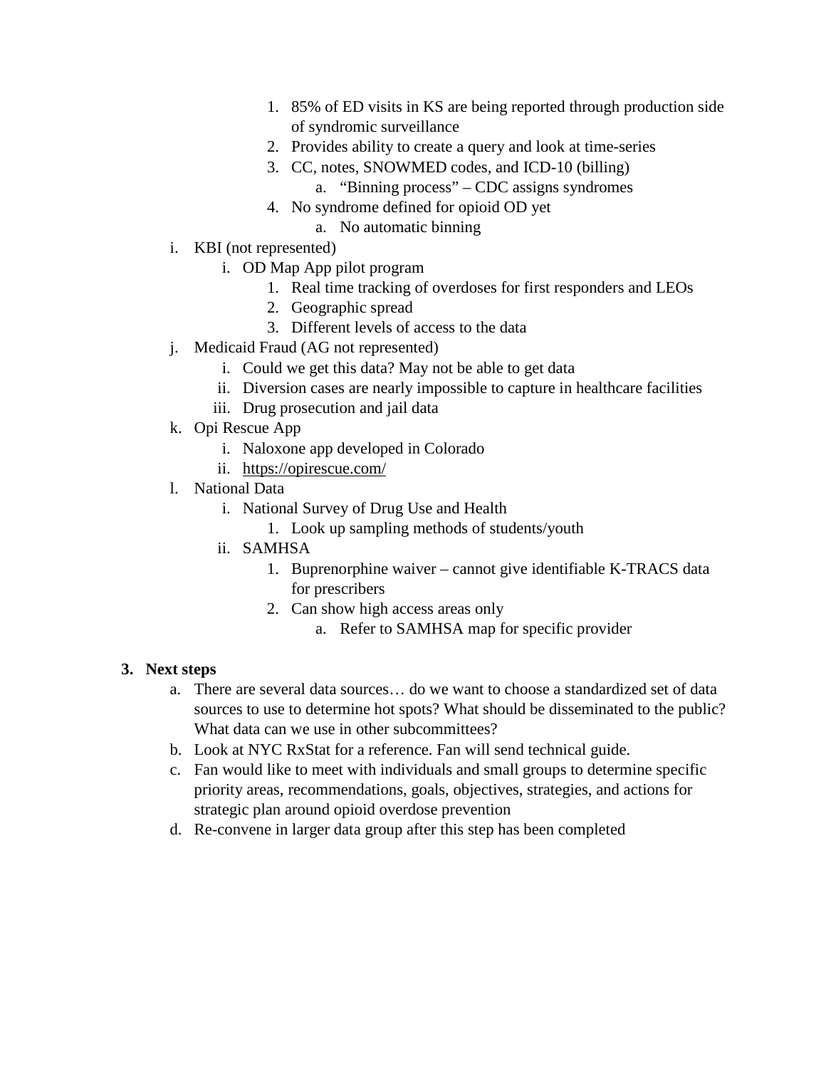1. 85% of ED visits in KS are being reported through production side of syndromic surveillance
            2. Provides ability to create a query and look at time-series
            3. CC, notes, SNOWMED codes, and ICD-10 (billing)
                a. "Binning process" – CDC assigns syndromes
            4. No syndrome defined for opioid OD yet
                a. No automatic binning

  i. KBI (not represented)
      i. OD Map App pilot program
          1. Real time tracking of overdoses for first responders and LEOs
          2. Geographic spread
          3. Different levels of access to the data
  j. Medicaid Fraud (AG not represented)
      i. Could we get this data? May not be able to get data
      ii. Diversion cases are nearly impossible to capture in healthcare facilities
      iii. Drug prosecution and jail data
  k. Opi Rescue App
      i. Naloxone app developed in Colorado
      ii. https://opirescue.com/
  l. National Data
      i. National Survey of Drug Use and Health
          1. Look up sampling methods of students/youth
      ii. SAMHSA
          1. Buprenorphine waiver – cannot give identifiable K-TRACS data for prescribers
          2. Can show high access areas only
              a. Refer to SAMHSA map for specific provider

**3. Next steps**

  a. There are several data sources… do we want to choose a standardized set of data sources to use to determine hot spots? What should be disseminated to the public? What data can we use in other subcommittees?
  b. Look at NYC RxStat for a reference. Fan will send technical guide.
  c. Fan would like to meet with individuals and small groups to determine specific priority areas, recommendations, goals, objectives, strategies, and actions for strategic plan around opioid overdose prevention
  d. Re-convene in larger data group after this step has been completed